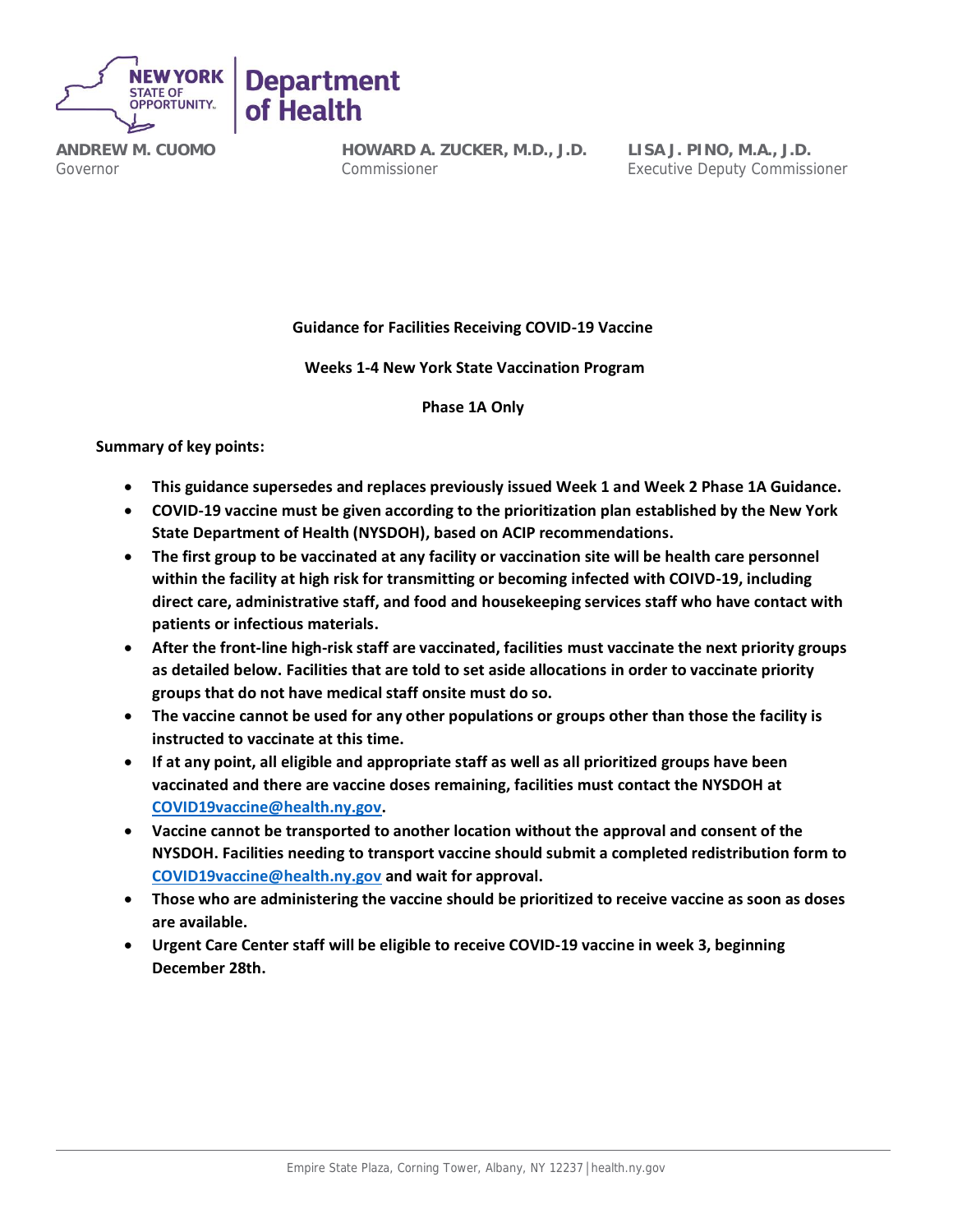**ANDREW M. CUOMO**
Governor

**HOWARD A. ZUCKER, M.D., J.D.**
Commissioner

**LISA J. PINO, M.A., J.D.**
Executive Deputy Commissioner

**Guidance for Facilities Receiving COVID-19 Vaccine**

**Weeks 1-4 New York State Vaccination Program**

**Phase 1A Only**

**Summary of key points:**

- **This guidance supersedes and replaces previously issued Week 1 and Week 2 Phase 1A Guidance.**
- **COVID-19 vaccine must be given according to the prioritization plan established by the New York State Department of Health (NYSDOH), based on ACIP recommendations.**
- **The first group to be vaccinated at any facility or vaccination site will be health care personnel within the facility at high risk for transmitting or becoming infected with COIVD-19, including direct care, administrative staff, and food and housekeeping services staff who have contact with patients or infectious materials.**
- **After the front-line high-risk staff are vaccinated, facilities must vaccinate the next priority groups as detailed below. Facilities that are told to set aside allocations in order to vaccinate priority groups that do not have medical staff onsite must do so.**
- **The vaccine cannot be used for any other populations or groups other than those the facility is instructed to vaccinate at this time.**
- **If at any point, all eligible and appropriate staff as well as all prioritized groups have been vaccinated and there are vaccine doses remaining, facilities must contact the NYSDOH at [COVID19vaccine@health.ny.gov](mailto:COVID19vaccine@health.ny.gov).**
- **Vaccine cannot be transported to another location without the approval and consent of the NYSDOH. Facilities needing to transport vaccine should submit a completed redistribution form to [COVID19vaccine@health.ny.gov](mailto:COVID19vaccine@health.ny.gov) and wait for approval.**
- **Those who are administering the vaccine should be prioritized to receive vaccine as soon as doses are available.**
- **Urgent Care Center staff will be eligible to receive COVID-19 vaccine in week 3, beginning December 28th.**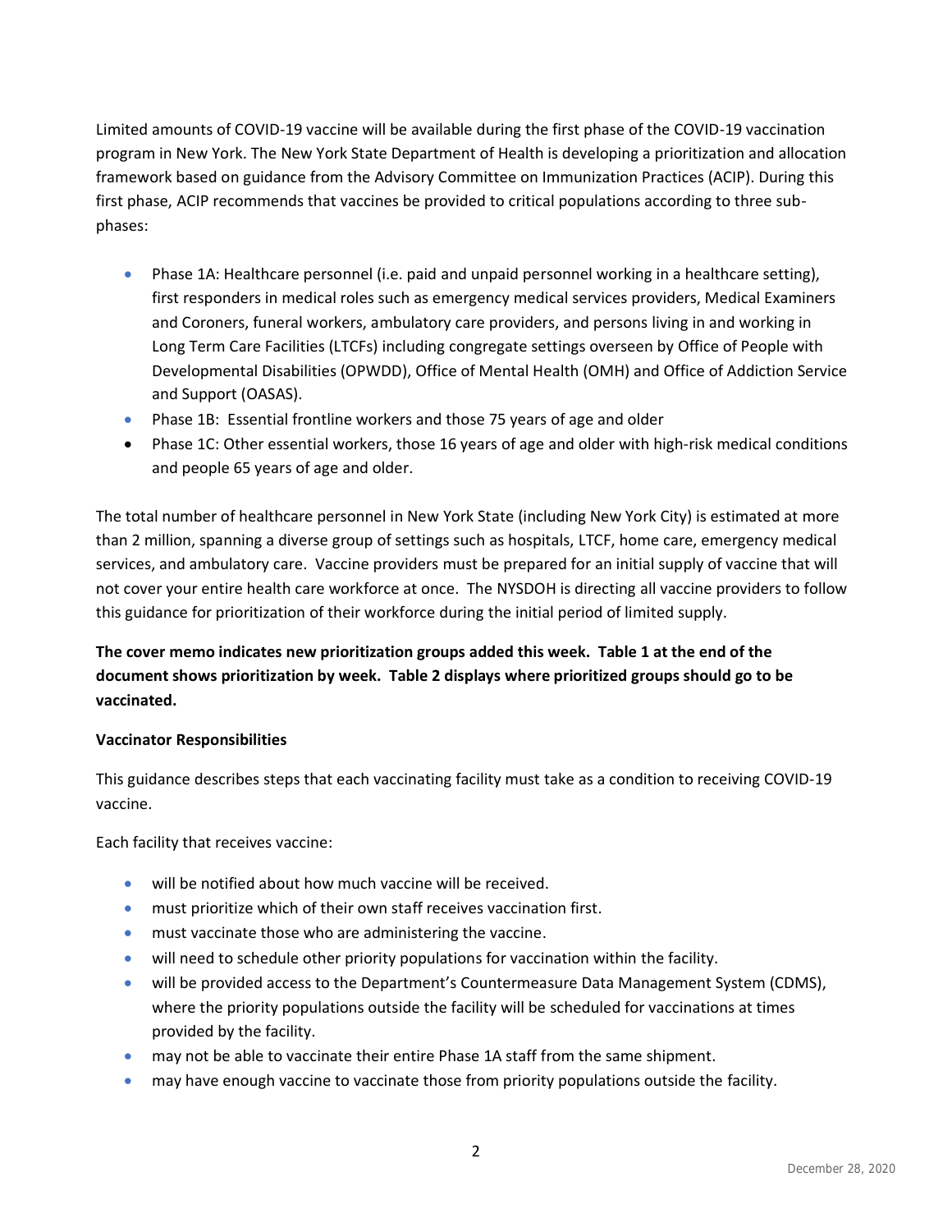Limited amounts of COVID-19 vaccine will be available during the first phase of the COVID-19 vaccination program in New York. The New York State Department of Health is developing a prioritization and allocation framework based on guidance from the Advisory Committee on Immunization Practices (ACIP). During this first phase, ACIP recommends that vaccines be provided to critical populations according to three sub-phases:

- Phase 1A: Healthcare personnel (i.e. paid and unpaid personnel working in a healthcare setting), first responders in medical roles such as emergency medical services providers, Medical Examiners and Coroners, funeral workers, ambulatory care providers, and persons living in and working in Long Term Care Facilities (LTCFs) including congregate settings overseen by Office of People with Developmental Disabilities (OPWDD), Office of Mental Health (OMH) and Office of Addiction Service and Support (OASAS).
- Phase 1B: Essential frontline workers and those 75 years of age and older
- Phase 1C: Other essential workers, those 16 years of age and older with high-risk medical conditions and people 65 years of age and older.

The total number of healthcare personnel in New York State (including New York City) is estimated at more than 2 million, spanning a diverse group of settings such as hospitals, LTCF, home care, emergency medical services, and ambulatory care. Vaccine providers must be prepared for an initial supply of vaccine that will not cover your entire health care workforce at once. The NYSDOH is directing all vaccine providers to follow this guidance for prioritization of their workforce during the initial period of limited supply.

**The cover memo indicates new prioritization groups added this week. Table 1 at the end of the document shows prioritization by week. Table 2 displays where prioritized groups should go to be vaccinated.**

**Vaccinator Responsibilities**

This guidance describes steps that each vaccinating facility must take as a condition to receiving COVID-19 vaccine.

Each facility that receives vaccine:

- will be notified about how much vaccine will be received.
- must prioritize which of their own staff receives vaccination first.
- must vaccinate those who are administering the vaccine.
- will need to schedule other priority populations for vaccination within the facility.
- will be provided access to the Department's Countermeasure Data Management System (CDMS), where the priority populations outside the facility will be scheduled for vaccinations at times provided by the facility.
- may not be able to vaccinate their entire Phase 1A staff from the same shipment.
- may have enough vaccine to vaccinate those from priority populations outside the facility.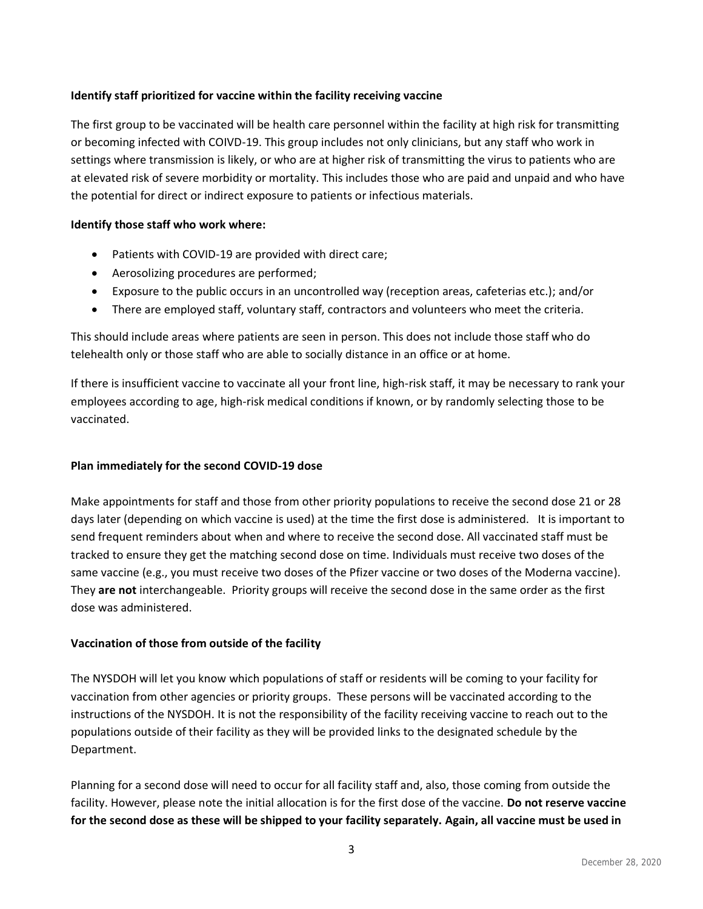**Identify staff prioritized for vaccine within the facility receiving vaccine**

The first group to be vaccinated will be health care personnel within the facility at high risk for transmitting or becoming infected with COIVD-19. This group includes not only clinicians, but any staff who work in settings where transmission is likely, or who are at higher risk of transmitting the virus to patients who are at elevated risk of severe morbidity or mortality. This includes those who are paid and unpaid and who have the potential for direct or indirect exposure to patients or infectious materials.

**Identify those staff who work where:**

- Patients with COVID-19 are provided with direct care;
- Aerosolizing procedures are performed;
- Exposure to the public occurs in an uncontrolled way (reception areas, cafeterias etc.); and/or
- There are employed staff, voluntary staff, contractors and volunteers who meet the criteria.

This should include areas where patients are seen in person. This does not include those staff who do telehealth only or those staff who are able to socially distance in an office or at home.

If there is insufficient vaccine to vaccinate all your front line, high-risk staff, it may be necessary to rank your employees according to age, high-risk medical conditions if known, or by randomly selecting those to be vaccinated.

**Plan immediately for the second COVID-19 dose**

Make appointments for staff and those from other priority populations to receive the second dose 21 or 28 days later (depending on which vaccine is used) at the time the first dose is administered. It is important to send frequent reminders about when and where to receive the second dose. All vaccinated staff must be tracked to ensure they get the matching second dose on time. Individuals must receive two doses of the same vaccine (e.g., you must receive two doses of the Pfizer vaccine or two doses of the Moderna vaccine). They **are not** interchangeable. Priority groups will receive the second dose in the same order as the first dose was administered.

**Vaccination of those from outside of the facility**

The NYSDOH will let you know which populations of staff or residents will be coming to your facility for vaccination from other agencies or priority groups. These persons will be vaccinated according to the instructions of the NYSDOH. It is not the responsibility of the facility receiving vaccine to reach out to the populations outside of their facility as they will be provided links to the designated schedule by the Department.

Planning for a second dose will need to occur for all facility staff and, also, those coming from outside the facility. However, please note the initial allocation is for the first dose of the vaccine. **Do not reserve vaccine for the second dose as these will be shipped to your facility separately. Again, all vaccine must be used in**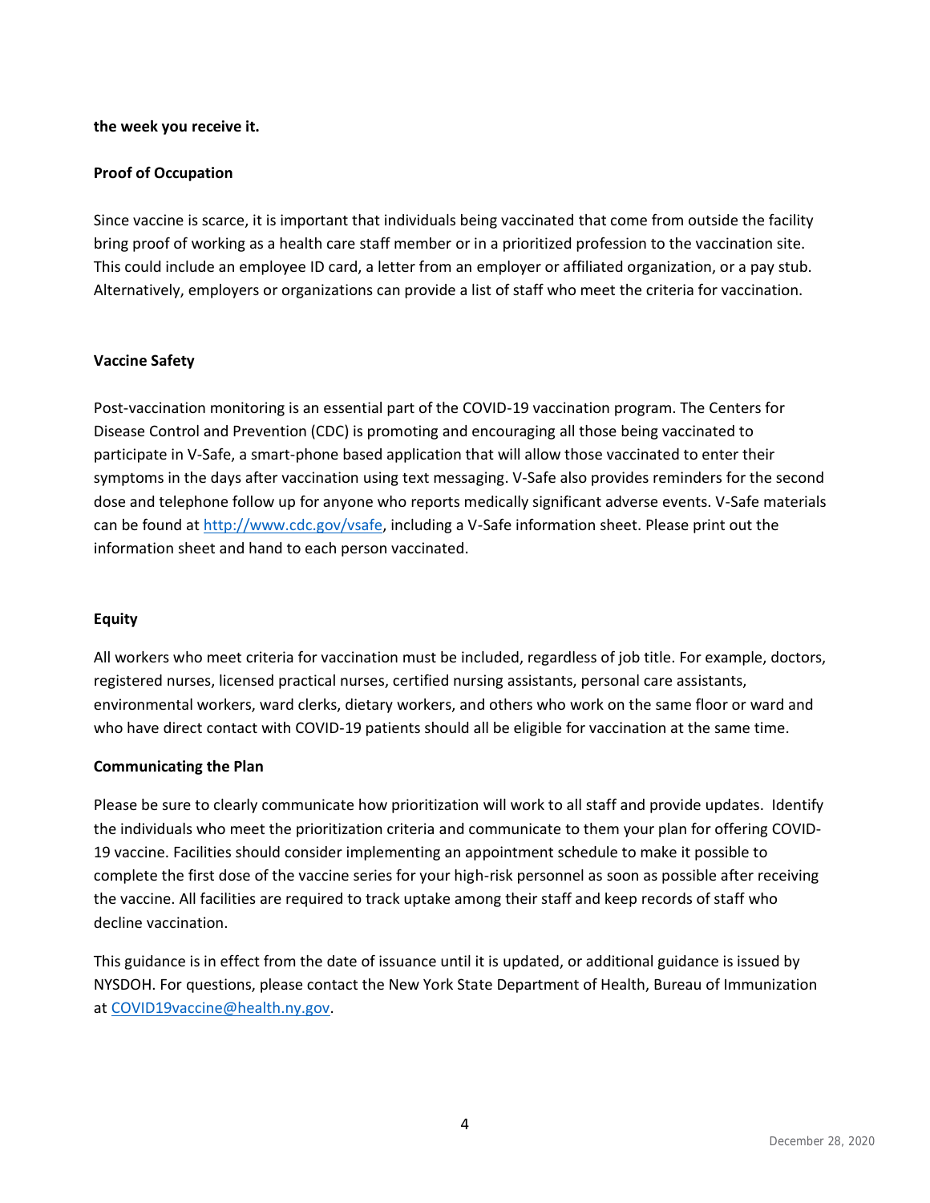**the week you receive it.**

**Proof of Occupation**

Since vaccine is scarce, it is important that individuals being vaccinated that come from outside the facility bring proof of working as a health care staff member or in a prioritized profession to the vaccination site. This could include an employee ID card, a letter from an employer or affiliated organization, or a pay stub. Alternatively, employers or organizations can provide a list of staff who meet the criteria for vaccination.

**Vaccine Safety**

Post-vaccination monitoring is an essential part of the COVID-19 vaccination program. The Centers for Disease Control and Prevention (CDC) is promoting and encouraging all those being vaccinated to participate in V-Safe, a smart-phone based application that will allow those vaccinated to enter their symptoms in the days after vaccination using text messaging. V-Safe also provides reminders for the second dose and telephone follow up for anyone who reports medically significant adverse events. V-Safe materials can be found at [http://www.cdc.gov/vsafe](http://www.cdc.gov/vsafe), including a V-Safe information sheet. Please print out the information sheet and hand to each person vaccinated.

**Equity**

All workers who meet criteria for vaccination must be included, regardless of job title. For example, doctors, registered nurses, licensed practical nurses, certified nursing assistants, personal care assistants, environmental workers, ward clerks, dietary workers, and others who work on the same floor or ward and who have direct contact with COVID-19 patients should all be eligible for vaccination at the same time.

**Communicating the Plan**

Please be sure to clearly communicate how prioritization will work to all staff and provide updates. Identify the individuals who meet the prioritization criteria and communicate to them your plan for offering COVID-19 vaccine. Facilities should consider implementing an appointment schedule to make it possible to complete the first dose of the vaccine series for your high-risk personnel as soon as possible after receiving the vaccine. All facilities are required to track uptake among their staff and keep records of staff who decline vaccination.

This guidance is in effect from the date of issuance until it is updated, or additional guidance is issued by NYSDOH. For questions, please contact the New York State Department of Health, Bureau of Immunization at [COVID19vaccine@health.ny.gov](mailto:COVID19vaccine@health.ny.gov).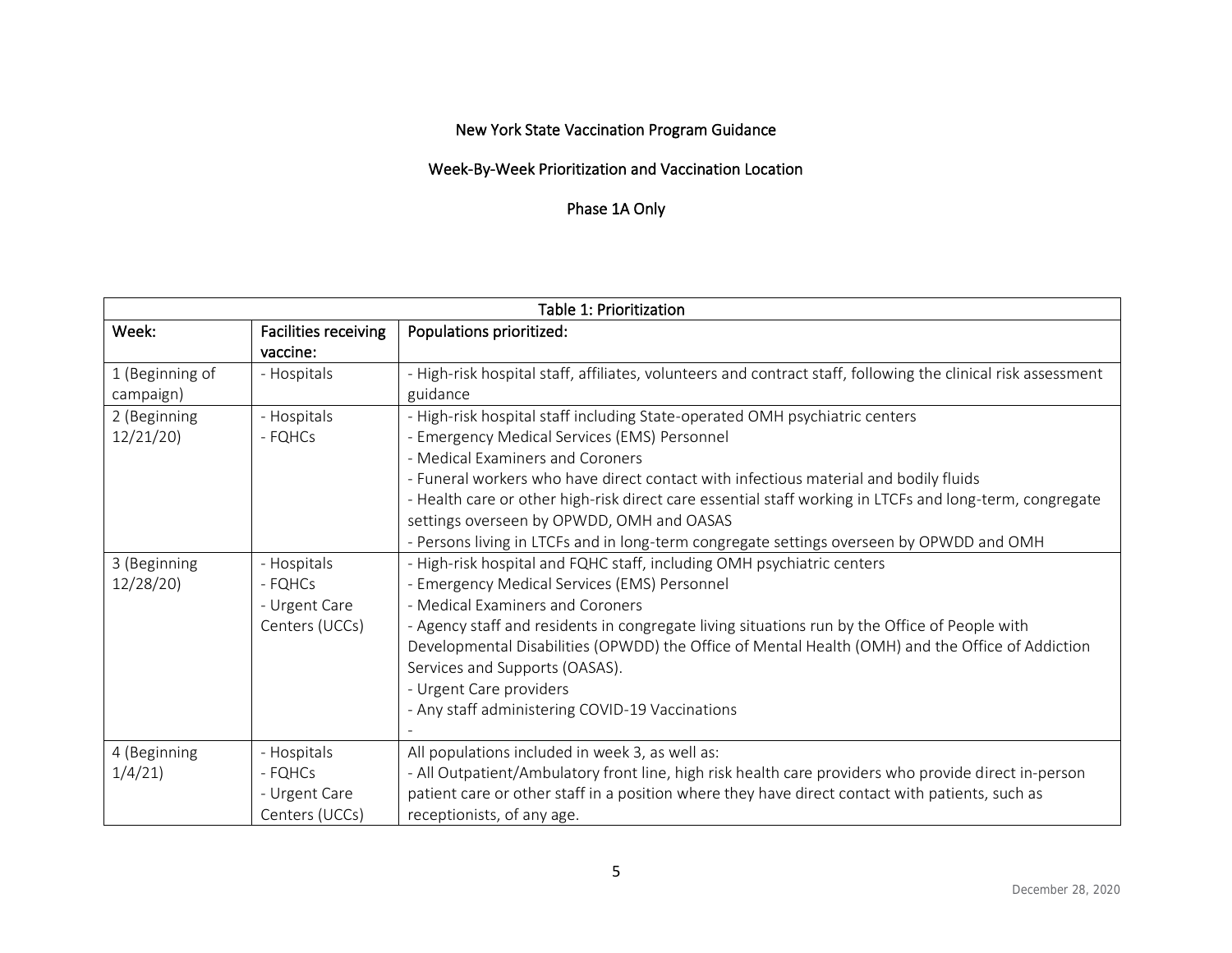New York State Vaccination Program Guidance

Week-By-Week Prioritization and Vaccination Location

Phase 1A Only

| Table 1: Prioritization | | |
|---|---|---|
| Week: | Facilities receiving vaccine: | Populations prioritized: |
| 1 (Beginning of campaign) | - Hospitals | - High-risk hospital staff, affiliates, volunteers and contract staff, following the clinical risk assessment guidance |
| 2 (Beginning 12/21/20) | - Hospitals<br>- FQHCs | - High-risk hospital staff including State-operated OMH psychiatric centers<br>- Emergency Medical Services (EMS) Personnel<br>- Medical Examiners and Coroners<br>- Funeral workers who have direct contact with infectious material and bodily fluids<br>- Health care or other high-risk direct care essential staff working in LTCFs and long-term, congregate settings overseen by OPWDD, OMH and OASAS<br>- Persons living in LTCFs and in long-term congregate settings overseen by OPWDD and OMH |
| 3 (Beginning 12/28/20) | - Hospitals<br>- FQHCs<br>- Urgent Care Centers (UCCs) | - High-risk hospital and FQHC staff, including OMH psychiatric centers<br>- Emergency Medical Services (EMS) Personnel<br>- Medical Examiners and Coroners<br>- Agency staff and residents in congregate living situations run by the Office of People with Developmental Disabilities (OPWDD) the Office of Mental Health (OMH) and the Office of Addiction Services and Supports (OASAS).<br>- Urgent Care providers<br>- Any staff administering COVID-19 Vaccinations<br>- |
| 4 (Beginning 1/4/21) | - Hospitals<br>- FQHCs<br>- Urgent Care Centers (UCCs) | All populations included in week 3, as well as:<br>- All Outpatient/Ambulatory front line, high risk health care providers who provide direct in-person patient care or other staff in a position where they have direct contact with patients, such as receptionists, of any age. |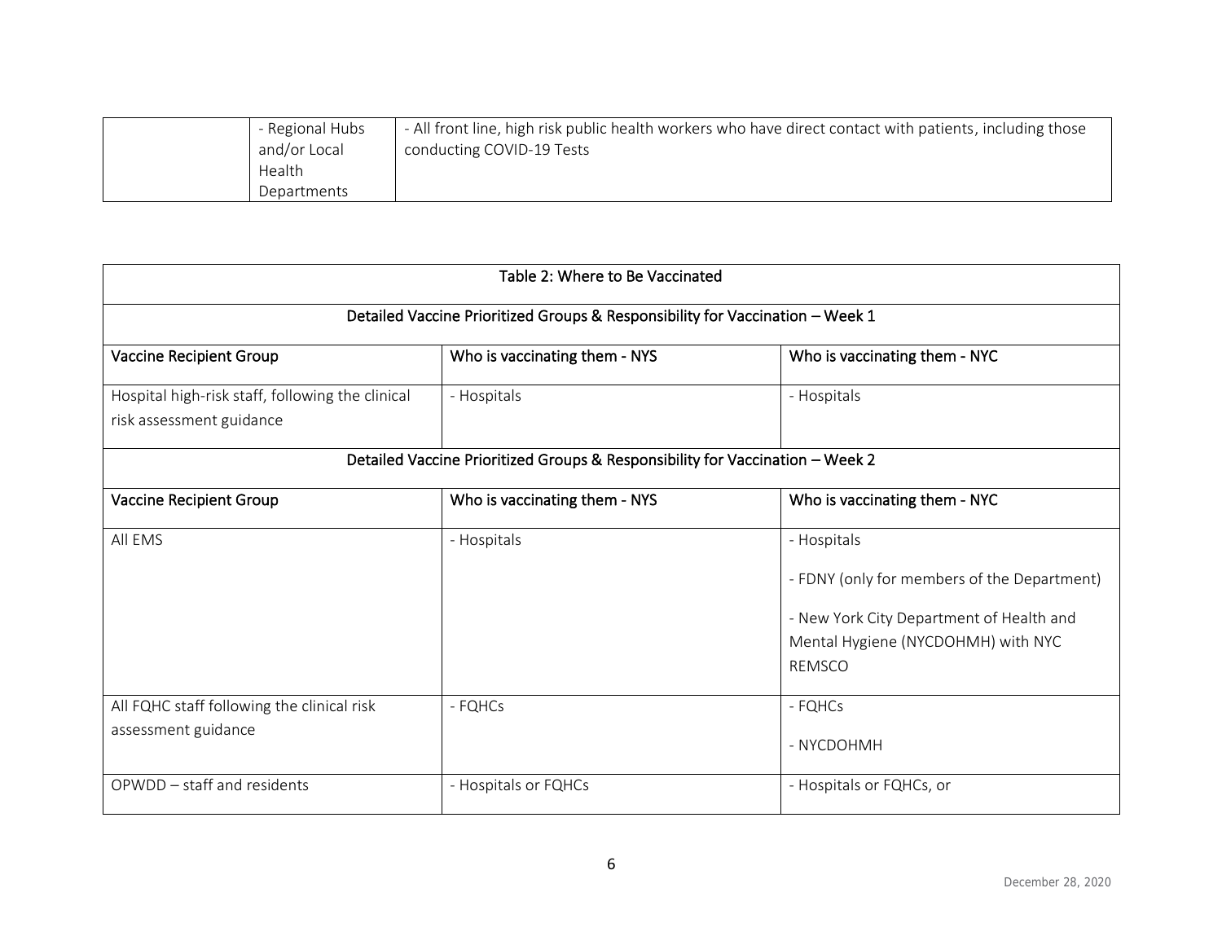| | - Regional Hubs and/or Local Health Departments | - All front line, high risk public health workers who have direct contact with patients, including those conducting COVID-19 Tests |
|---|---|---|

| Table 2: Where to Be Vaccinated | | |
|---|---|---|
| **Detailed Vaccine Prioritized Groups & Responsibility for Vaccination – Week 1** | | |
| Vaccine Recipient Group | Who is vaccinating them - NYS | Who is vaccinating them - NYC |
| Hospital high-risk staff, following the clinical risk assessment guidance | - Hospitals | - Hospitals |
| **Detailed Vaccine Prioritized Groups & Responsibility for Vaccination – Week 2** | | |
| Vaccine Recipient Group | Who is vaccinating them - NYS | Who is vaccinating them - NYC |
| All EMS | - Hospitals | - Hospitals<br>- FDNY (only for members of the Department)<br>- New York City Department of Health and Mental Hygiene (NYCDOHMH) with NYC REMSCO |
| All FQHC staff following the clinical risk assessment guidance | - FQHCs | - FQHCs<br>- NYCDOHMH |
| OPWDD – staff and residents | - Hospitals or FQHCs | - Hospitals or FQHCs, or |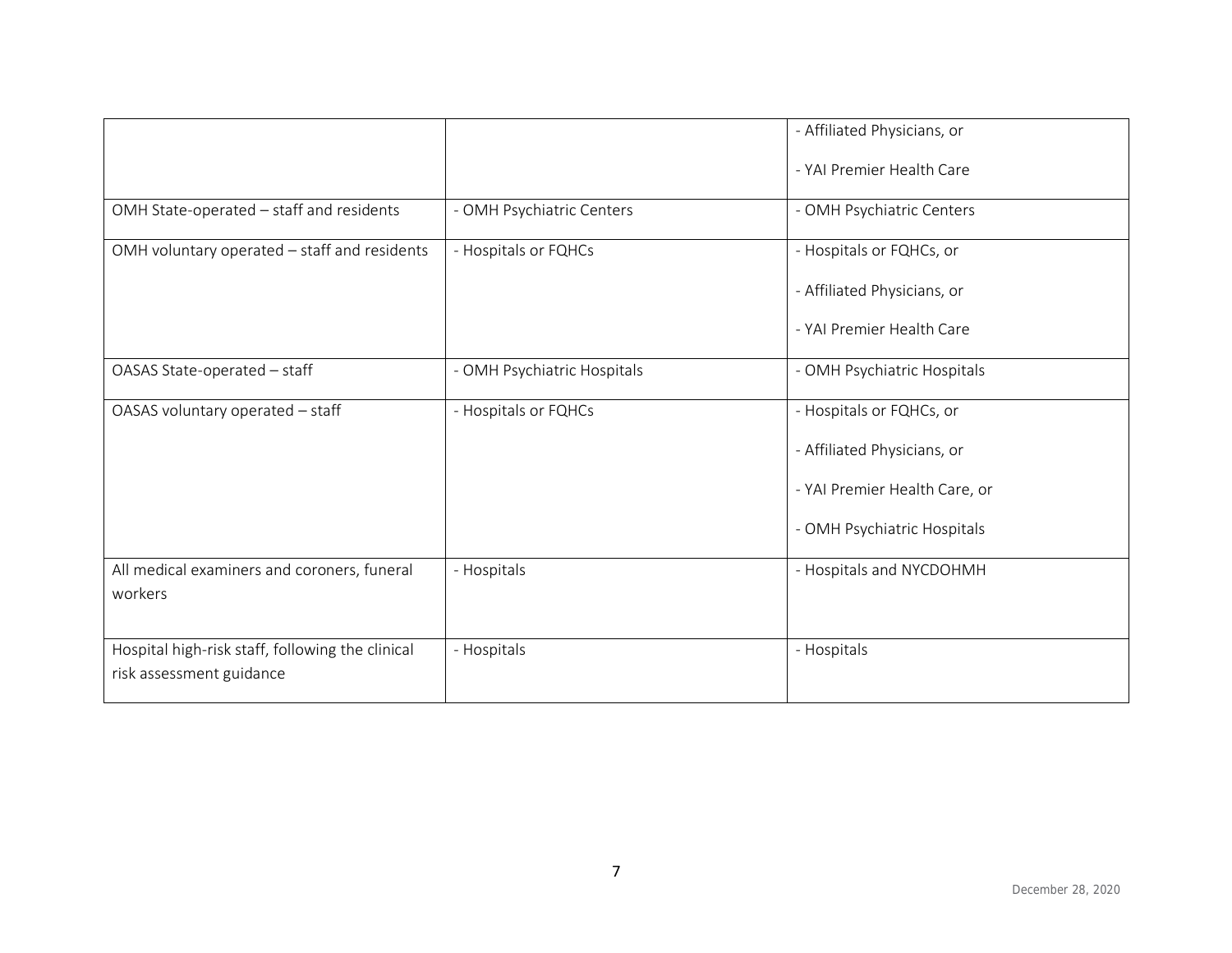| | | |
|---|---|---|
| | | - Affiliated Physicians, or<br><br>- YAI Premier Health Care |
| OMH State-operated – staff and residents | - OMH Psychiatric Centers | - OMH Psychiatric Centers |
| OMH voluntary operated – staff and residents | - Hospitals or FQHCs | - Hospitals or FQHCs, or<br><br>- Affiliated Physicians, or<br><br>- YAI Premier Health Care |
| OASAS State-operated – staff | - OMH Psychiatric Hospitals | - OMH Psychiatric Hospitals |
| OASAS voluntary operated – staff | - Hospitals or FQHCs | - Hospitals or FQHCs, or<br><br>- Affiliated Physicians, or<br><br>- YAI Premier Health Care, or<br><br>- OMH Psychiatric Hospitals |
| All medical examiners and coroners, funeral workers | - Hospitals | - Hospitals and NYCDOHMH |
| Hospital high-risk staff, following the clinical risk assessment guidance | - Hospitals | - Hospitals |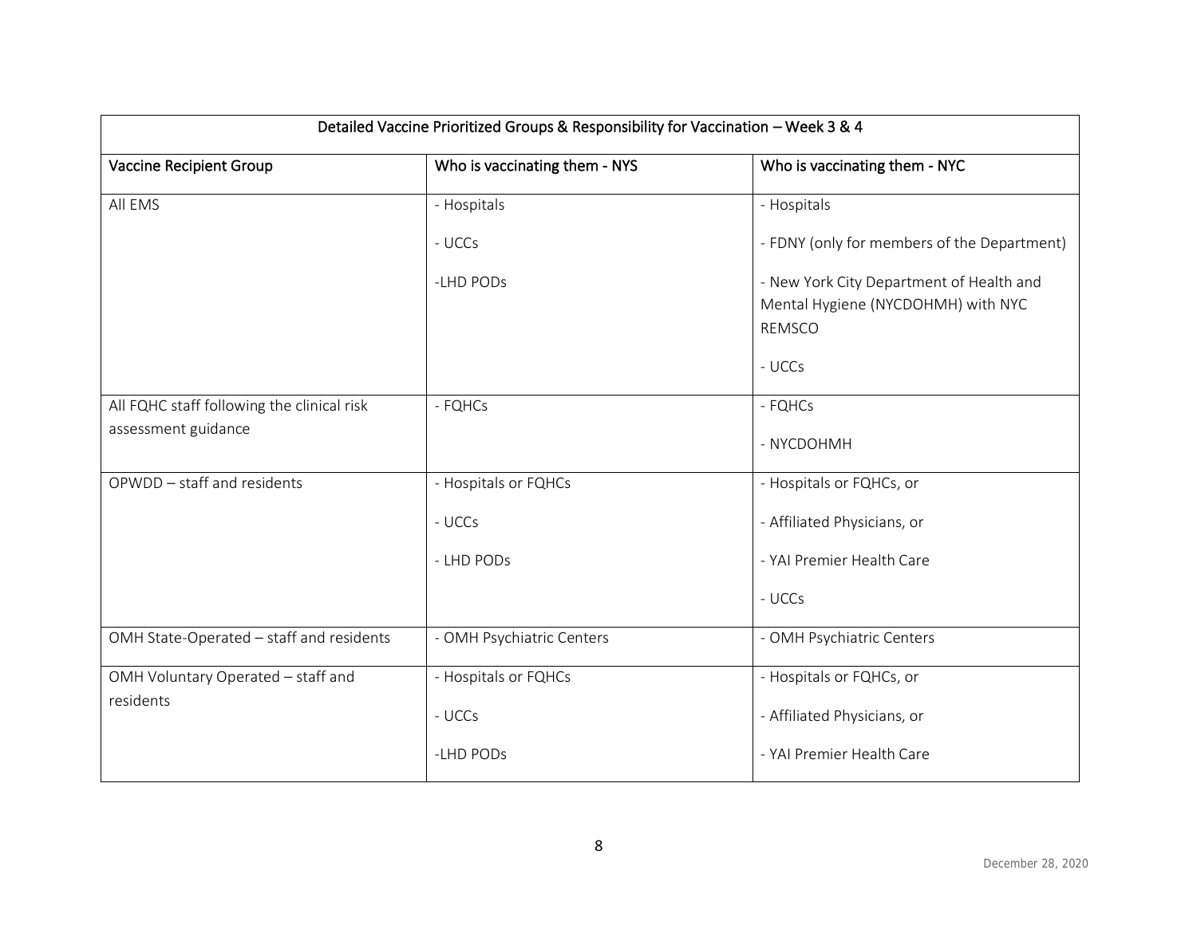| Detailed Vaccine Prioritized Groups & Responsibility for Vaccination – Week 3 & 4 | | |
|---|---|---|
| Vaccine Recipient Group | Who is vaccinating them - NYS | Who is vaccinating them - NYC |
| All EMS | - Hospitals<br><br>- UCCs<br><br>-LHD PODs | - Hospitals<br><br>- FDNY (only for members of the Department)<br><br>- New York City Department of Health and Mental Hygiene (NYCDOHMH) with NYC REMSCO<br><br>- UCCs |
| All FQHC staff following the clinical risk assessment guidance | - FQHCs | - FQHCs<br><br>- NYCDOHMH |
| OPWDD – staff and residents | - Hospitals or FQHCs<br><br>- UCCs<br><br>- LHD PODs | - Hospitals or FQHCs, or<br><br>- Affiliated Physicians, or<br><br>- YAI Premier Health Care<br><br>- UCCs |
| OMH State-Operated – staff and residents | - OMH Psychiatric Centers | - OMH Psychiatric Centers |
| OMH Voluntary Operated – staff and residents | - Hospitals or FQHCs<br><br>- UCCs<br><br>-LHD PODs | - Hospitals or FQHCs, or<br><br>- Affiliated Physicians, or<br><br>- YAI Premier Health Care |

December 28, 2020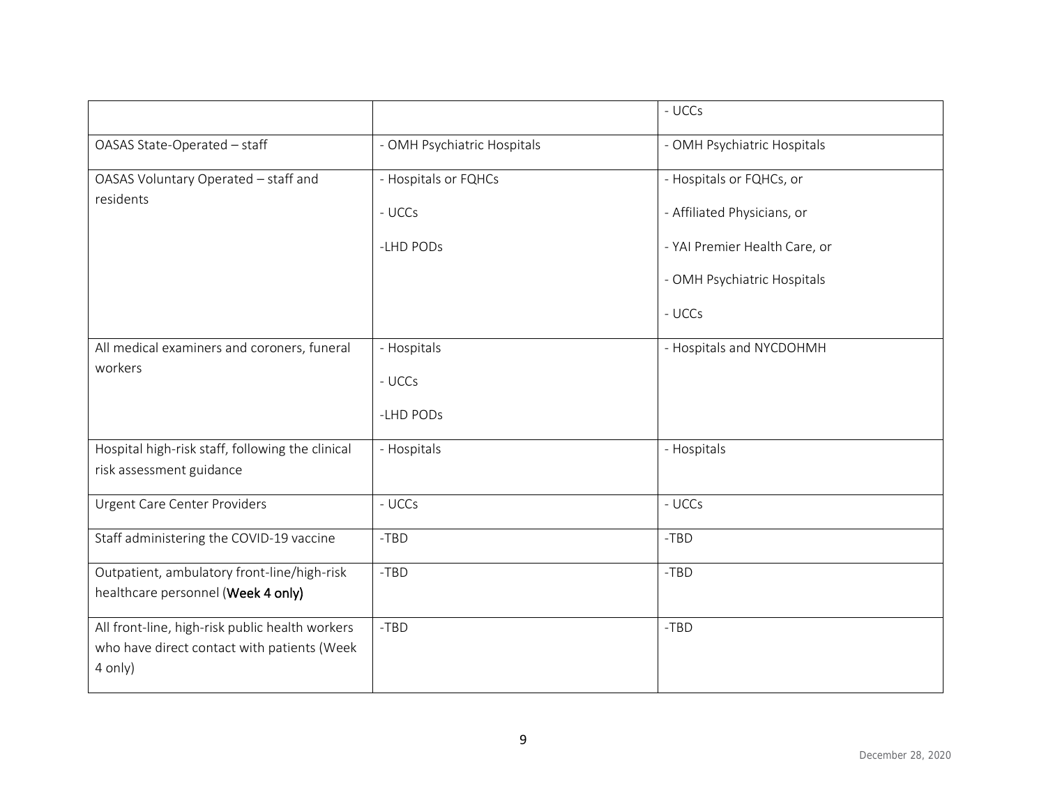| | | |
|---|---|---|
| | | - UCCs |
| OASAS State-Operated – staff | - OMH Psychiatric Hospitals | - OMH Psychiatric Hospitals |
| OASAS Voluntary Operated – staff and residents | - Hospitals or FQHCs<br><br>- UCCs<br><br>-LHD PODs | - Hospitals or FQHCs, or<br><br>- Affiliated Physicians, or<br><br>- YAI Premier Health Care, or<br><br>- OMH Psychiatric Hospitals<br><br>- UCCs |
| All medical examiners and coroners, funeral workers | - Hospitals<br><br>- UCCs<br><br>-LHD PODs | - Hospitals and NYCDOHMH |
| Hospital high-risk staff, following the clinical risk assessment guidance | - Hospitals | - Hospitals |
| Urgent Care Center Providers | - UCCs | - UCCs |
| Staff administering the COVID-19 vaccine | -TBD | -TBD |
| Outpatient, ambulatory front-line/high-risk healthcare personnel (**Week 4 only)** | -TBD | -TBD |
| All front-line, high-risk public health workers who have direct contact with patients (Week 4 only) | -TBD | -TBD |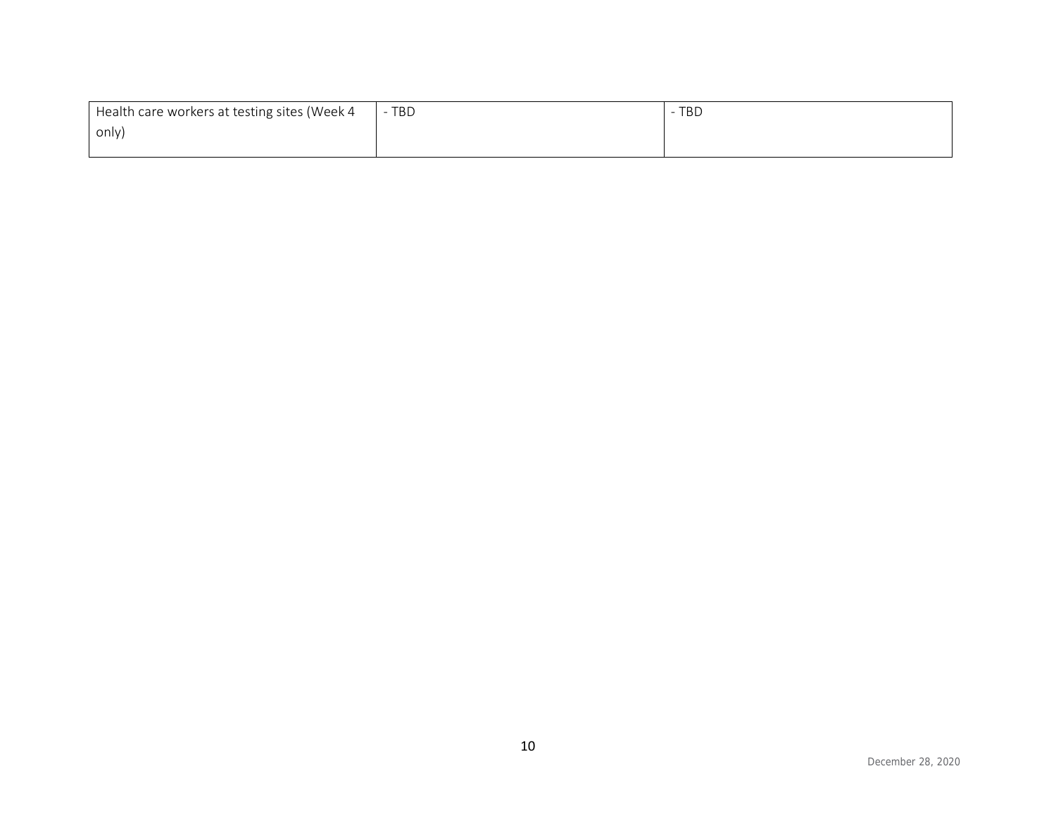| | | |
|---|---|---|
| Health care workers at testing sites (Week 4 only) | - TBD | - TBD |

December 28, 2020